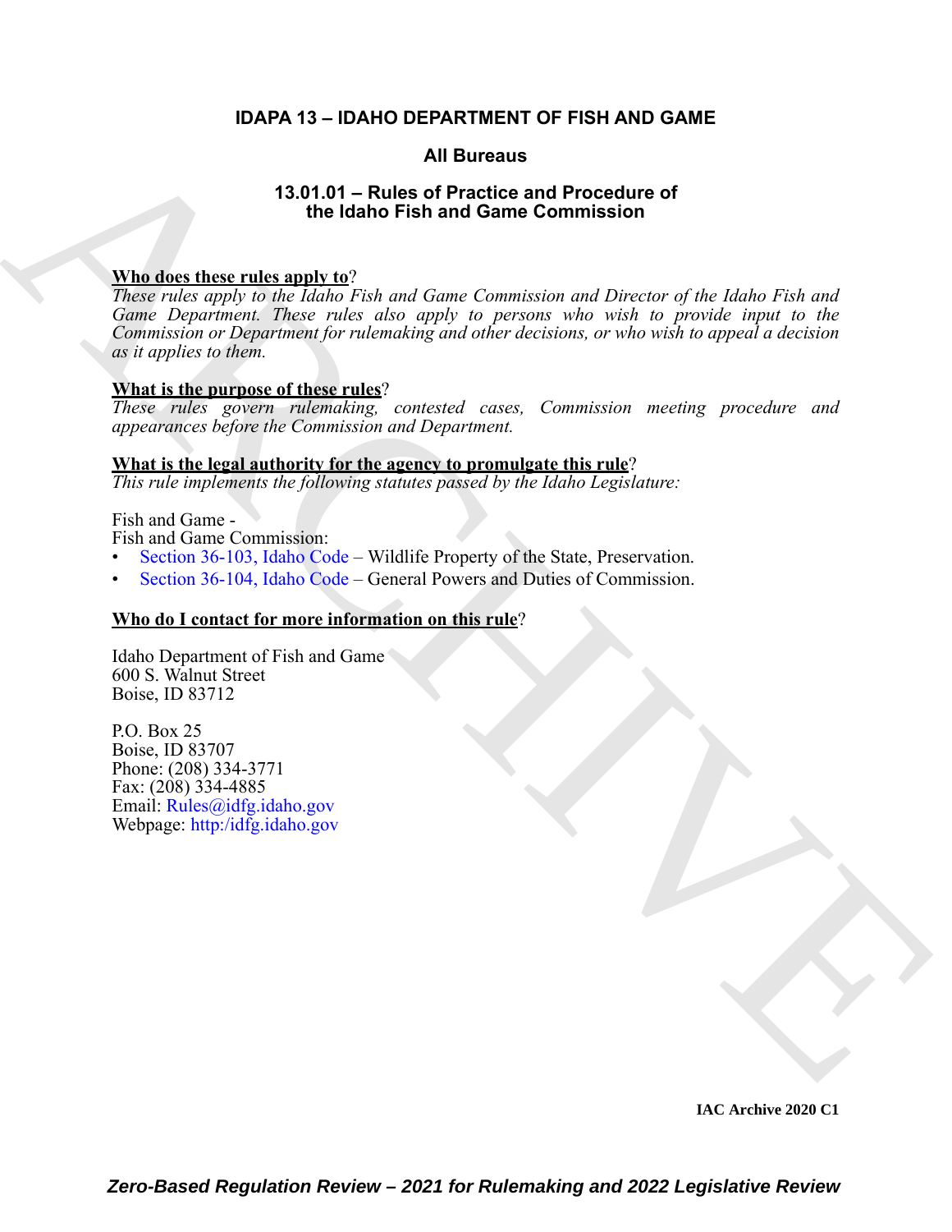# IDAPA 13 – IDAHO DEPARTMENT OF FISH AND GAME

## All Bureaus

## 13.01.01 – Rules of Practice and Procedure of the Idaho Fish and Game Commission

**Who does these rules apply to?**
*These rules apply to the Idaho Fish and Game Commission and Director of the Idaho Fish and Game Department. These rules also apply to persons who wish to provide input to the Commission or Department for rulemaking and other decisions, or who wish to appeal a decision as it applies to them.*

**What is the purpose of these rules?**
*These rules govern rulemaking, contested cases, Commission meeting procedure and appearances before the Commission and Department.*

**What is the legal authority for the agency to promulgate this rule?**
*This rule implements the following statutes passed by the Idaho Legislature:*

Fish and Game -
Fish and Game Commission:

- Section 36-103, Idaho Code – Wildlife Property of the State, Preservation.
- Section 36-104, Idaho Code – General Powers and Duties of Commission.

**Who do I contact for more information on this rule?**

Idaho Department of Fish and Game
600 S. Walnut Street
Boise, ID 83712

P.O. Box 25
Boise, ID 83707
Phone: (208) 334-3771
Fax: (208) 334-4885
Email: Rules@idfg.idaho.gov
Webpage: http:/idfg.idaho.gov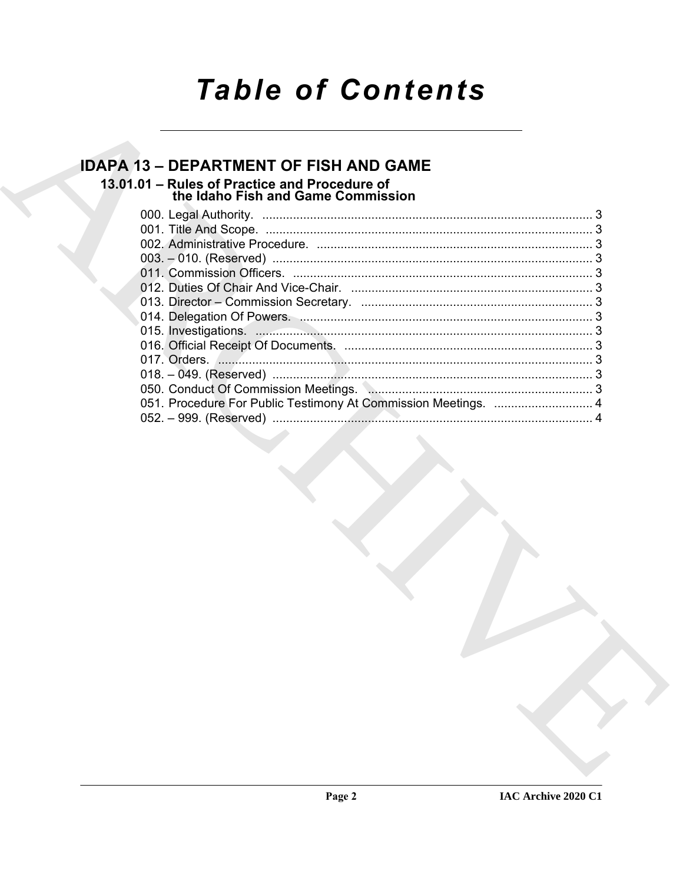# Table of Contents

## IDAPA 13 – DEPARTMENT OF FISH AND GAME

### 13.01.01 – Rules of Practice and Procedure of the Idaho Fish and Game Commission

000. Legal Authority. ..... 3
001. Title And Scope. ..... 3
002. Administrative Procedure. ..... 3
003. – 010. (Reserved) ..... 3
011. Commission Officers. ..... 3
012. Duties Of Chair And Vice-Chair. ..... 3
013. Director – Commission Secretary. ..... 3
014. Delegation Of Powers. ..... 3
015. Investigations. ..... 3
016. Official Receipt Of Documents. ..... 3
017. Orders. ..... 3
018. – 049. (Reserved) ..... 3
050. Conduct Of Commission Meetings. ..... 3
051. Procedure For Public Testimony At Commission Meetings. ..... 4
052. – 999. (Reserved) ..... 4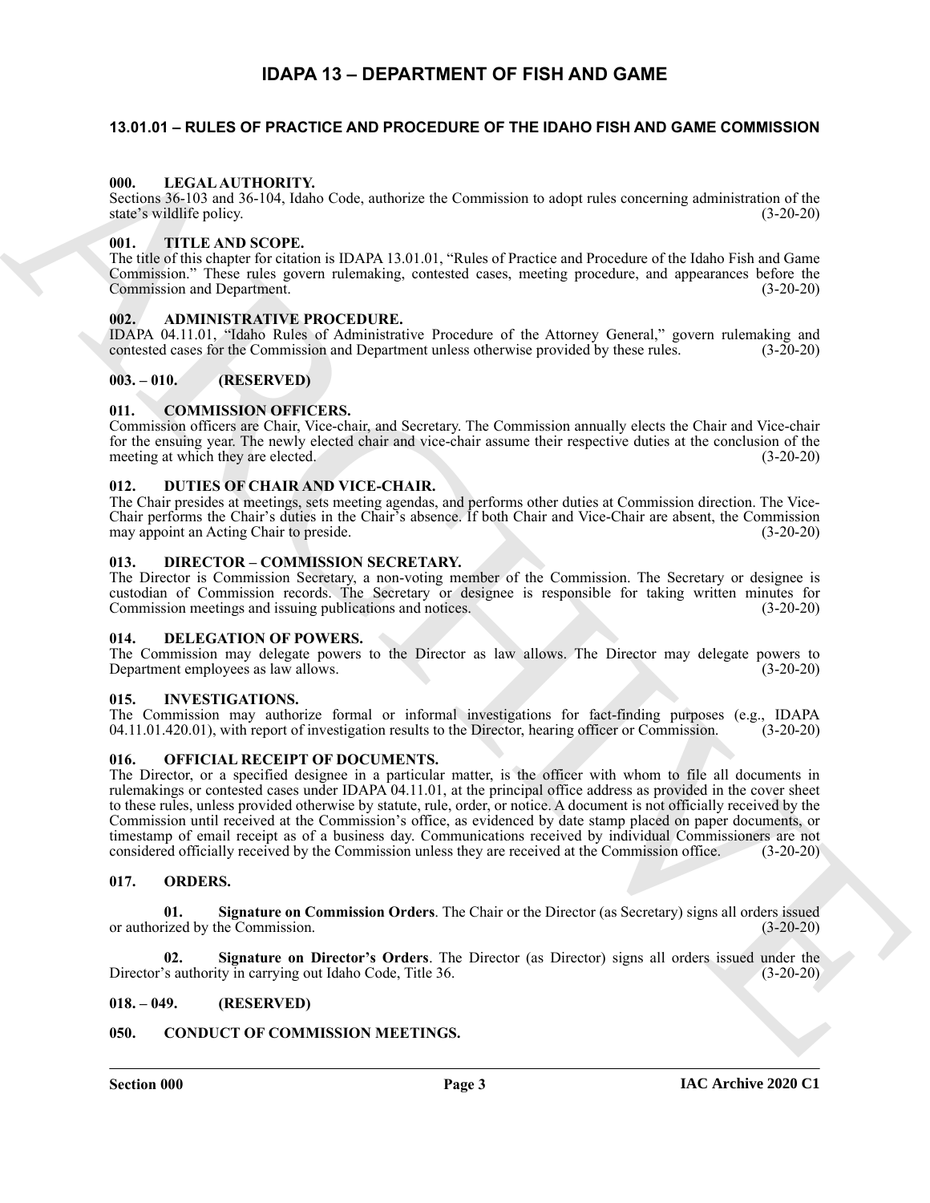# IDAPA 13 – DEPARTMENT OF FISH AND GAME

## 13.01.01 – RULES OF PRACTICE AND PROCEDURE OF THE IDAHO FISH AND GAME COMMISSION

### 000. LEGAL AUTHORITY.

Sections 36-103 and 36-104, Idaho Code, authorize the Commission to adopt rules concerning administration of the state's wildlife policy. (3-20-20)

### 001. TITLE AND SCOPE.

The title of this chapter for citation is IDAPA 13.01.01, "Rules of Practice and Procedure of the Idaho Fish and Game Commission." These rules govern rulemaking, contested cases, meeting procedure, and appearances before the Commission and Department. (3-20-20)

### 002. ADMINISTRATIVE PROCEDURE.

IDAPA 04.11.01, "Idaho Rules of Administrative Procedure of the Attorney General," govern rulemaking and contested cases for the Commission and Department unless otherwise provided by these rules. (3-20-20)

### 003. – 010. (RESERVED)

### 011. COMMISSION OFFICERS.

Commission officers are Chair, Vice-chair, and Secretary. The Commission annually elects the Chair and Vice-chair for the ensuing year. The newly elected chair and vice-chair assume their respective duties at the conclusion of the meeting at which they are elected. (3-20-20)

### 012. DUTIES OF CHAIR AND VICE-CHAIR.

The Chair presides at meetings, sets meeting agendas, and performs other duties at Commission direction. The Vice-Chair performs the Chair's duties in the Chair's absence. If both Chair and Vice-Chair are absent, the Commission may appoint an Acting Chair to preside. (3-20-20)

### 013. DIRECTOR – COMMISSION SECRETARY.

The Director is Commission Secretary, a non-voting member of the Commission. The Secretary or designee is custodian of Commission records. The Secretary or designee is responsible for taking written minutes for Commission meetings and issuing publications and notices. (3-20-20)

### 014. DELEGATION OF POWERS.

The Commission may delegate powers to the Director as law allows. The Director may delegate powers to Department employees as law allows. (3-20-20)

### 015. INVESTIGATIONS.

The Commission may authorize formal or informal investigations for fact-finding purposes (e.g., IDAPA 04.11.01.420.01), with report of investigation results to the Director, hearing officer or Commission. (3-20-20)

### 016. OFFICIAL RECEIPT OF DOCUMENTS.

The Director, or a specified designee in a particular matter, is the officer with whom to file all documents in rulemakings or contested cases under IDAPA 04.11.01, at the principal office address as provided in the cover sheet to these rules, unless provided otherwise by statute, rule, order, or notice. A document is not officially received by the Commission until received at the Commission's office, as evidenced by date stamp placed on paper documents, or timestamp of email receipt as of a business day. Communications received by individual Commissioners are not considered officially received by the Commission unless they are received at the Commission office. (3-20-20)

### 017. ORDERS.

**01. Signature on Commission Orders**. The Chair or the Director (as Secretary) signs all orders issued or authorized by the Commission. (3-20-20)

**02. Signature on Director's Orders**. The Director (as Director) signs all orders issued under the Director's authority in carrying out Idaho Code, Title 36. (3-20-20)

### 018. – 049. (RESERVED)

### 050. CONDUCT OF COMMISSION MEETINGS.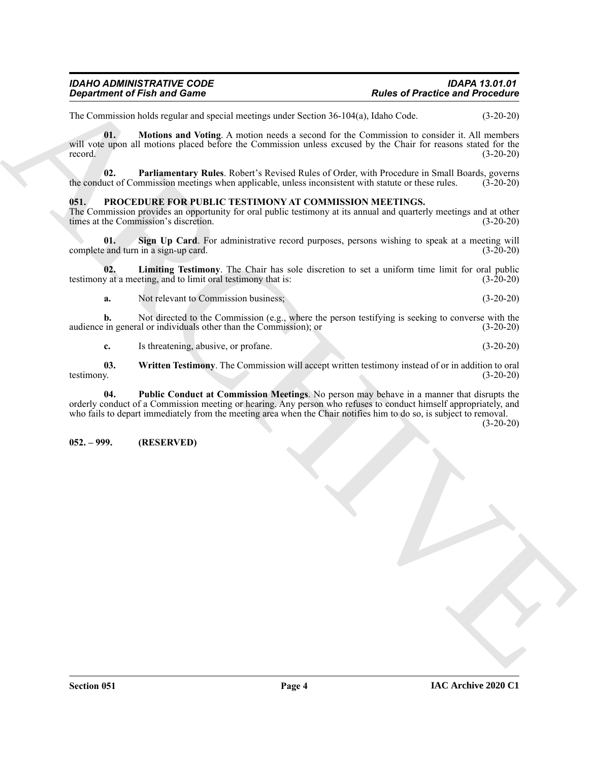The Commission holds regular and special meetings under Section 36-104(a), Idaho Code. (3-20-20)

**01. Motions and Voting**. A motion needs a second for the Commission to consider it. All members will vote upon all motions placed before the Commission unless excused by the Chair for reasons stated for the record. (3-20-20)

**02. Parliamentary Rules**. Robert's Revised Rules of Order, with Procedure in Small Boards, governs the conduct of Commission meetings when applicable, unless inconsistent with statute or these rules. (3-20-20)

## 051. PROCEDURE FOR PUBLIC TESTIMONY AT COMMISSION MEETINGS.

The Commission provides an opportunity for oral public testimony at its annual and quarterly meetings and at other times at the Commission's discretion. (3-20-20)

**01. Sign Up Card**. For administrative record purposes, persons wishing to speak at a meeting will complete and turn in a sign-up card. (3-20-20)

**02. Limiting Testimony**. The Chair has sole discretion to set a uniform time limit for oral public testimony at a meeting, and to limit oral testimony that is: (3-20-20)

**a.** Not relevant to Commission business; (3-20-20)

**b.** Not directed to the Commission (e.g., where the person testifying is seeking to converse with the audience in general or individuals other than the Commission); or (3-20-20)

**c.** Is threatening, abusive, or profane. (3-20-20)

**03. Written Testimony**. The Commission will accept written testimony instead of or in addition to oral testimony. (3-20-20)

**04. Public Conduct at Commission Meetings**. No person may behave in a manner that disrupts the orderly conduct of a Commission meeting or hearing. Any person who refuses to conduct himself appropriately, and who fails to depart immediately from the meeting area when the Chair notifies him to do so, is subject to removal. (3-20-20)

## 052. – 999. (RESERVED)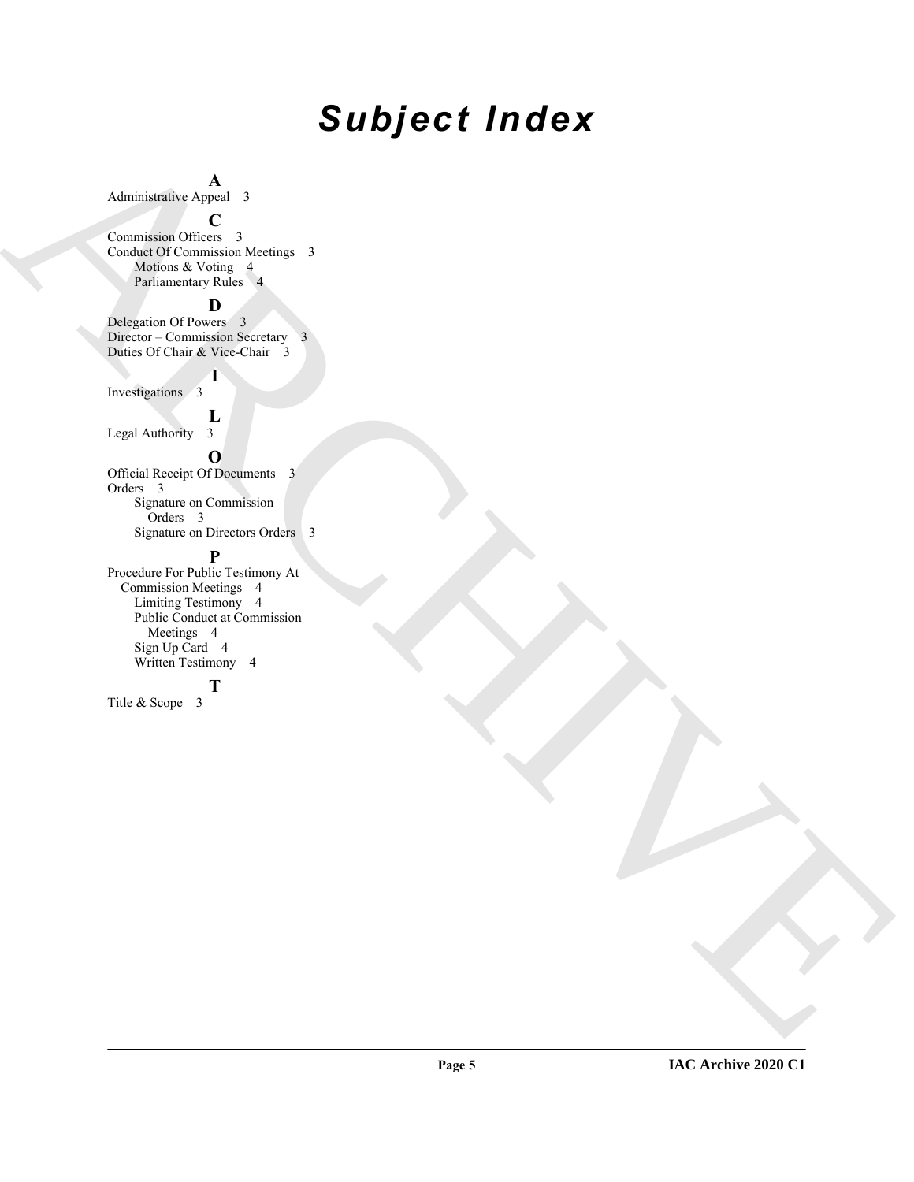# Subject Index

**A**

Administrative Appeal 3

**C**

Commission Officers 3
Conduct Of Commission Meetings 3
- Motions & Voting 4
- Parliamentary Rules 4

**D**

Delegation Of Powers 3
Director – Commission Secretary 3
Duties Of Chair & Vice-Chair 3

**I**

Investigations 3

**L**

Legal Authority 3

**O**

Official Receipt Of Documents 3
Orders 3
- Signature on Commission Orders 3
- Signature on Directors Orders 3

**P**

Procedure For Public Testimony At Commission Meetings 4
- Limiting Testimony 4
- Public Conduct at Commission Meetings 4
- Sign Up Card 4
- Written Testimony 4

**T**

Title & Scope 3